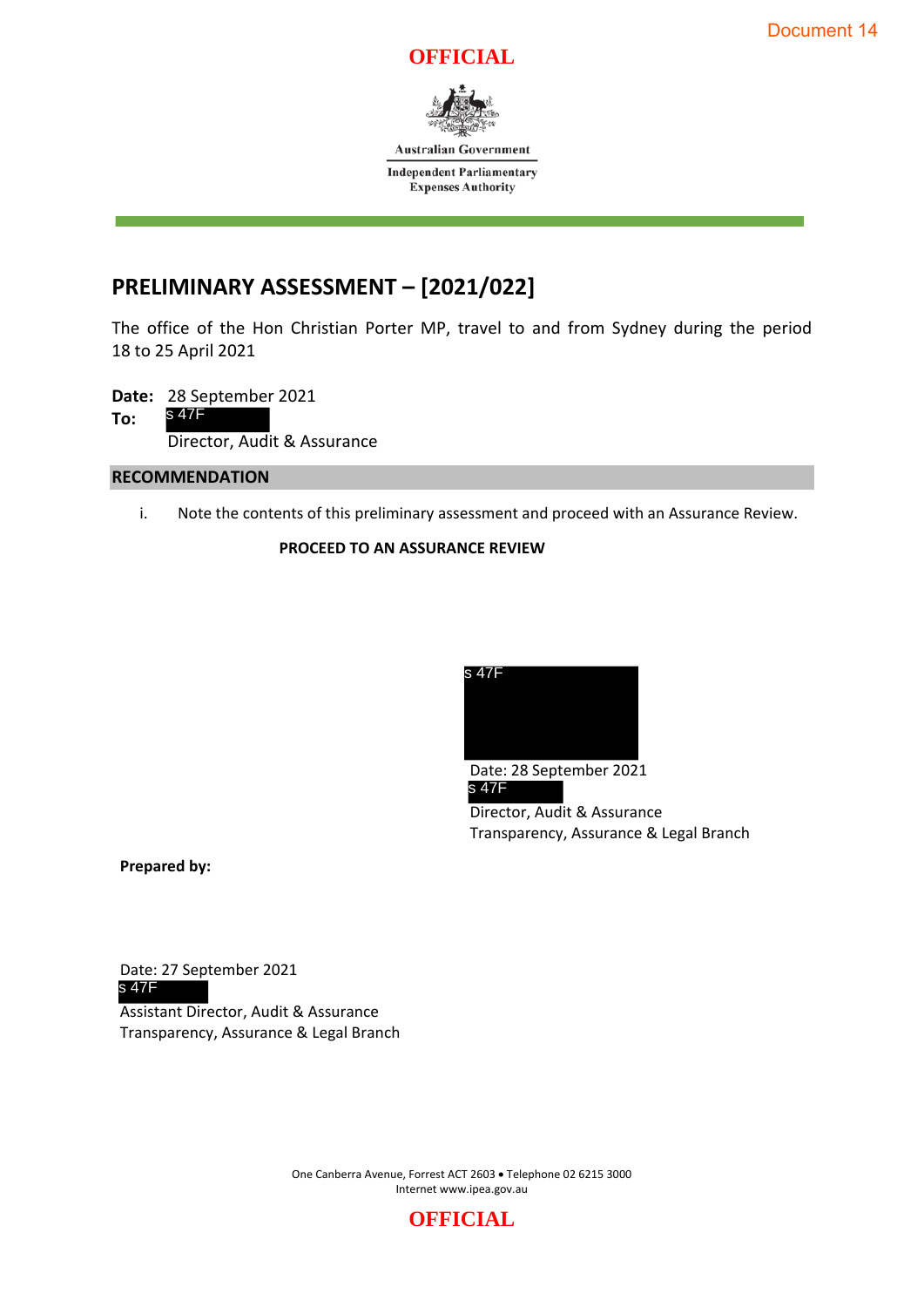Document 14

**OFFICIAL**

Australian Government

Independent Parliamentary Expenses Authority

# PRELIMINARY ASSESSMENT – [2021/022]

The office of the Hon Christian Porter MP, travel to and from Sydney during the period 18 to 25 April 2021

**Date:** 28 September 2021

**To:** s 47F

Director, Audit & Assurance

## RECOMMENDATION

i. Note the contents of this preliminary assessment and proceed with an Assurance Review.

**PROCEED TO AN ASSURANCE REVIEW**

s 47F

Date: 28 September 2021

s 47F

Director, Audit & Assurance

Transparency, Assurance & Legal Branch

**Prepared by:**

Date: 27 September 2021

s 47F

Assistant Director, Audit & Assurance

Transparency, Assurance & Legal Branch

One Canberra Avenue, Forrest ACT 2603 • Telephone 02 6215 3000

Internet www.ipea.gov.au

**OFFICIAL**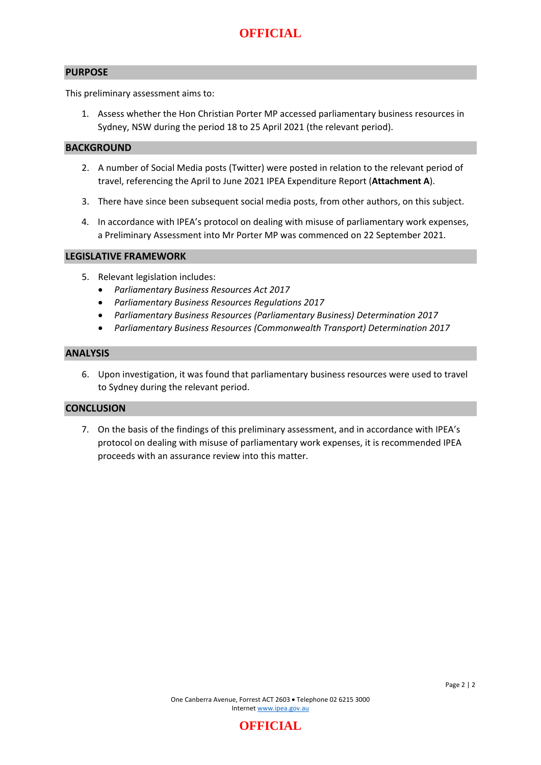## PURPOSE

This preliminary assessment aims to:

1. Assess whether the Hon Christian Porter MP accessed parliamentary business resources in Sydney, NSW during the period 18 to 25 April 2021 (the relevant period).

## BACKGROUND

2. A number of Social Media posts (Twitter) were posted in relation to the relevant period of travel, referencing the April to June 2021 IPEA Expenditure Report (**Attachment A**).
3. There have since been subsequent social media posts, from other authors, on this subject.
4. In accordance with IPEA's protocol on dealing with misuse of parliamentary work expenses, a Preliminary Assessment into Mr Porter MP was commenced on 22 September 2021.

## LEGISLATIVE FRAMEWORK

5. Relevant legislation includes:
   - *Parliamentary Business Resources Act 2017*
   - *Parliamentary Business Resources Regulations 2017*
   - *Parliamentary Business Resources (Parliamentary Business) Determination 2017*
   - *Parliamentary Business Resources (Commonwealth Transport) Determination 2017*

## ANALYSIS

6. Upon investigation, it was found that parliamentary business resources were used to travel to Sydney during the relevant period.

## CONCLUSION

7. On the basis of the findings of this preliminary assessment, and in accordance with IPEA's protocol on dealing with misuse of parliamentary work expenses, it is recommended IPEA proceeds with an assurance review into this matter.